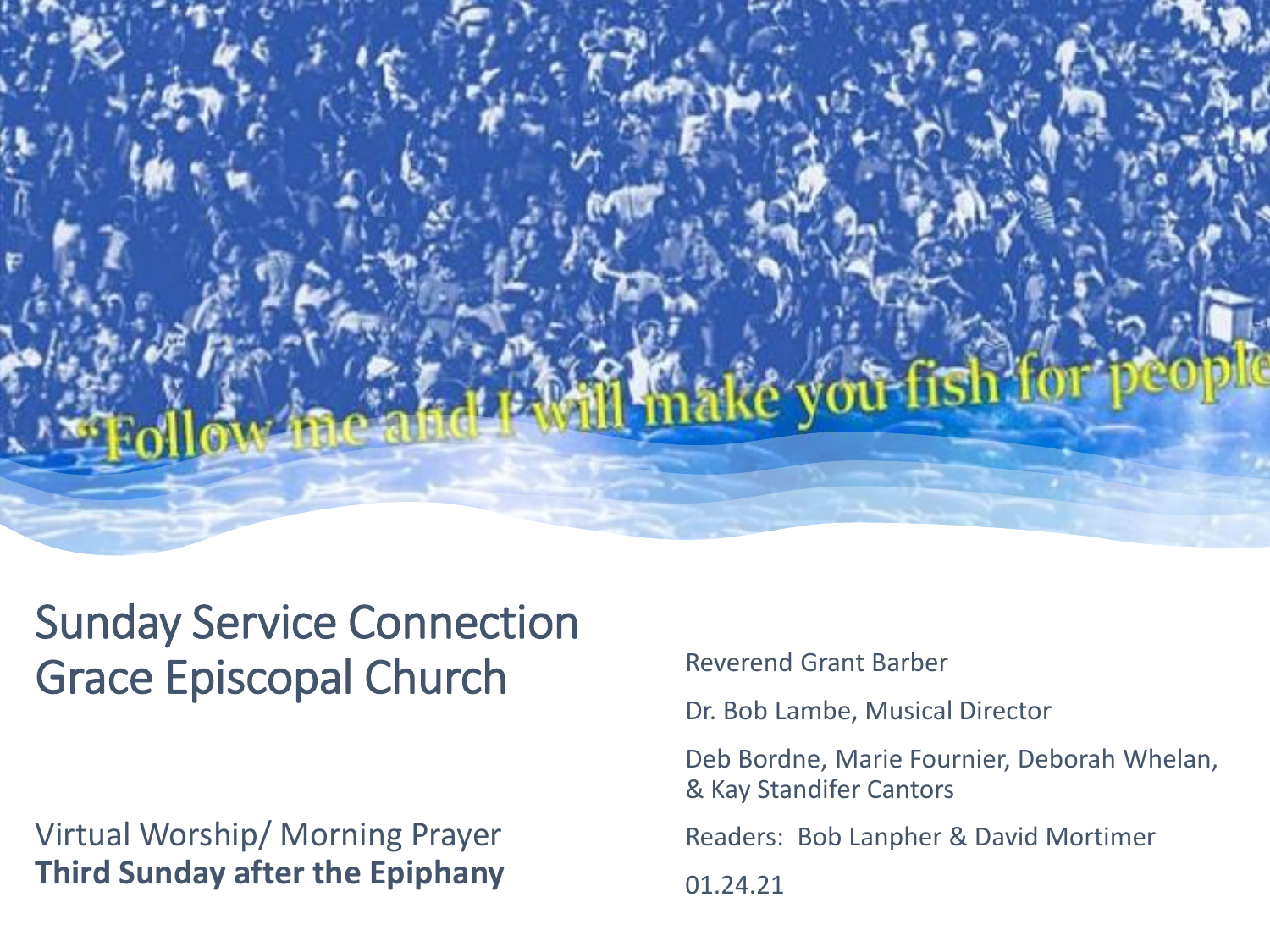"Follow me and I will make you fish for people

# Sunday Service Connection
# Grace Episcopal Church

Virtual Worship/ Morning Prayer
**Third Sunday after the Epiphany**

Reverend Grant Barber

Dr. Bob Lambe, Musical Director

Deb Bordne, Marie Fournier, Deborah Whelan, & Kay Standifer Cantors

Readers: Bob Lanpher & David Mortimer

01.24.21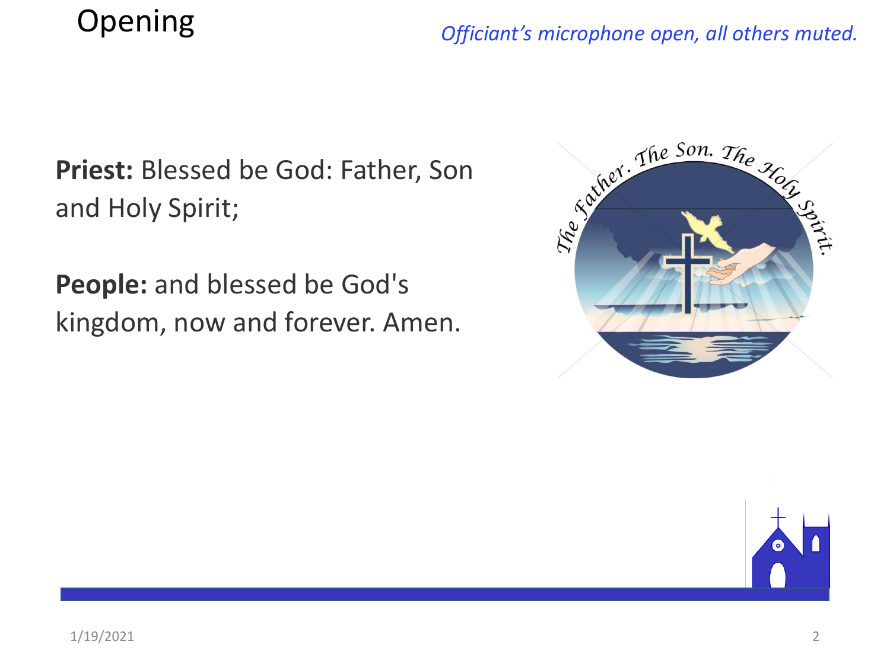# Opening

*Officiant's microphone open, all others muted.*

**Priest:** Blessed be God: Father, Son and Holy Spirit;

**People:** and blessed be God's kingdom, now and forever. Amen.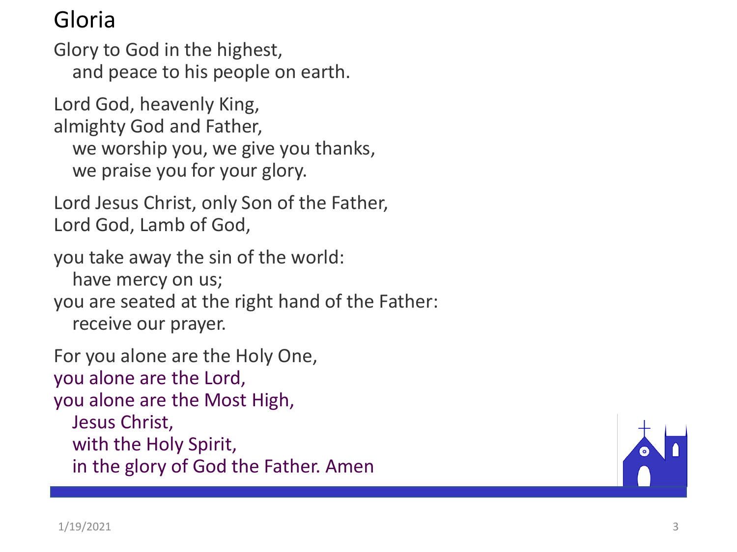# Gloria

Glory to God in the highest,
  and peace to his people on earth.

Lord God, heavenly King,
almighty God and Father,
  we worship you, we give you thanks,
  we praise you for your glory.

Lord Jesus Christ, only Son of the Father,
Lord God, Lamb of God,

you take away the sin of the world:
  have mercy on us;
you are seated at the right hand of the Father:
  receive our prayer.

For you alone are the Holy One,
you alone are the Lord,
you alone are the Most High,
  Jesus Christ,
  with the Holy Spirit,
  in the glory of God the Father. Amen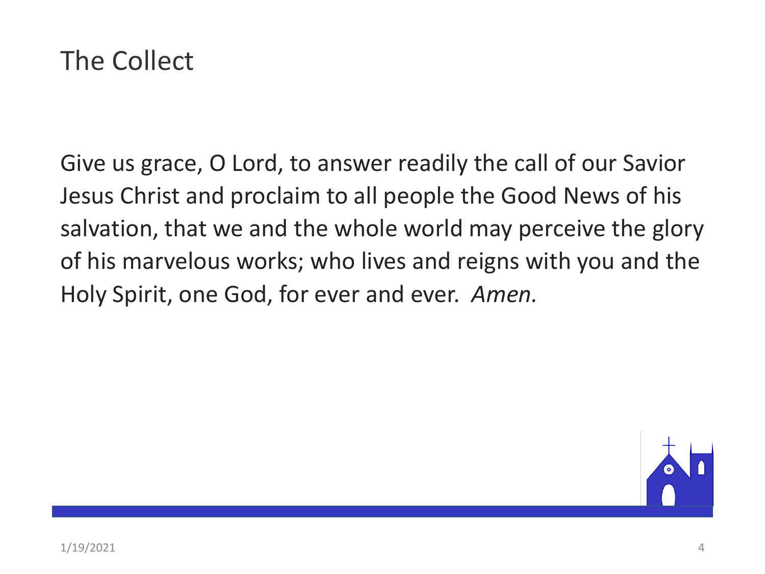# The Collect

Give us grace, O Lord, to answer readily the call of our Savior Jesus Christ and proclaim to all people the Good News of his salvation, that we and the whole world may perceive the glory of his marvelous works; who lives and reigns with you and the Holy Spirit, one God, for ever and ever. *Amen.*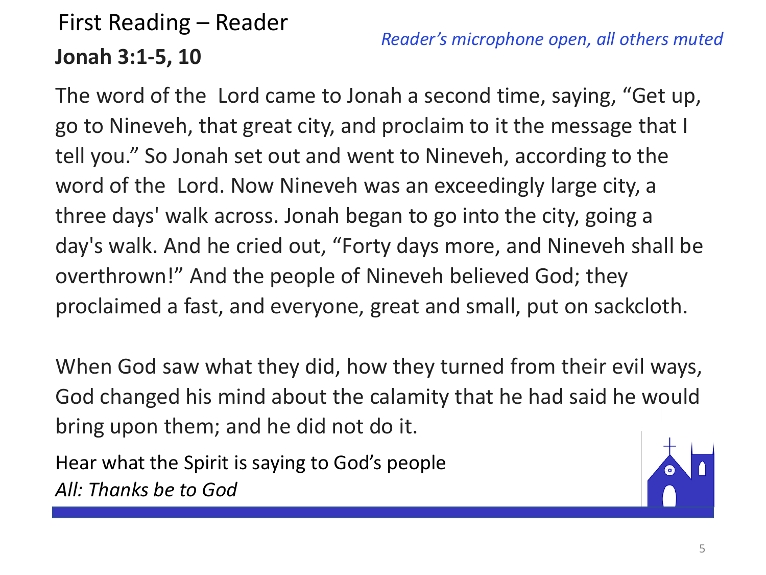# First Reading – Reader

**Jonah 3:1-5, 10**

*Reader's microphone open, all others muted*

The word of the  Lord came to Jonah a second time, saying, "Get up, go to Nineveh, that great city, and proclaim to it the message that I tell you." So Jonah set out and went to Nineveh, according to the word of the  Lord. Now Nineveh was an exceedingly large city, a three days' walk across. Jonah began to go into the city, going a day's walk. And he cried out, "Forty days more, and Nineveh shall be overthrown!" And the people of Nineveh believed God; they proclaimed a fast, and everyone, great and small, put on sackcloth.

When God saw what they did, how they turned from their evil ways, God changed his mind about the calamity that he had said he would bring upon them; and he did not do it.

Hear what the Spirit is saying to God's people
*All: Thanks be to God*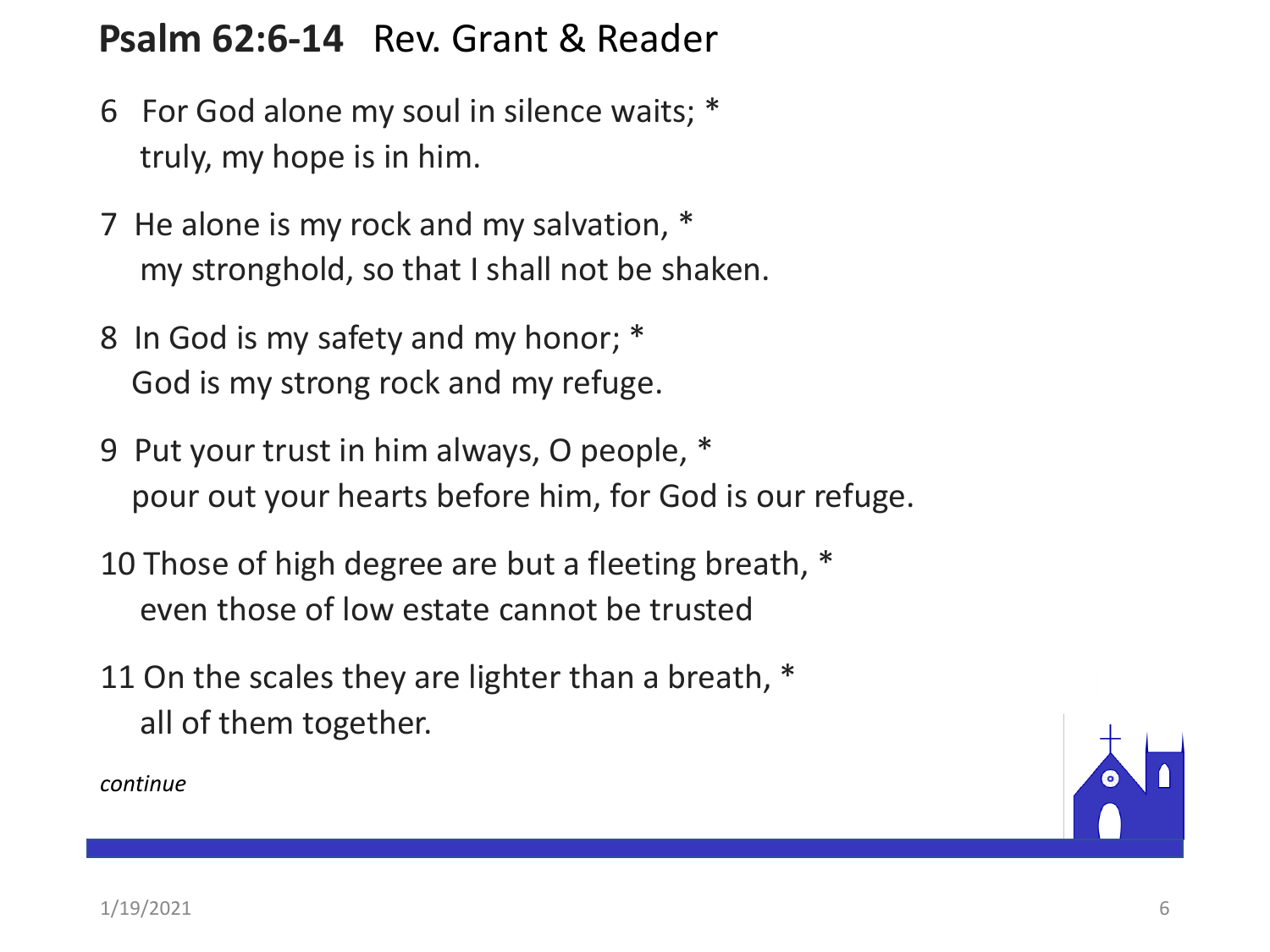## **Psalm 62:6-14** Rev. Grant & Reader

6 For God alone my soul in silence waits; *
truly, my hope is in him.

7 He alone is my rock and my salvation, *
my stronghold, so that I shall not be shaken.

8 In God is my safety and my honor; *
God is my strong rock and my refuge.

9 Put your trust in him always, O people, *
pour out your hearts before him, for God is our refuge.

10 Those of high degree are but a fleeting breath, *
even those of low estate cannot be trusted

11 On the scales they are lighter than a breath, *
all of them together.

*continue*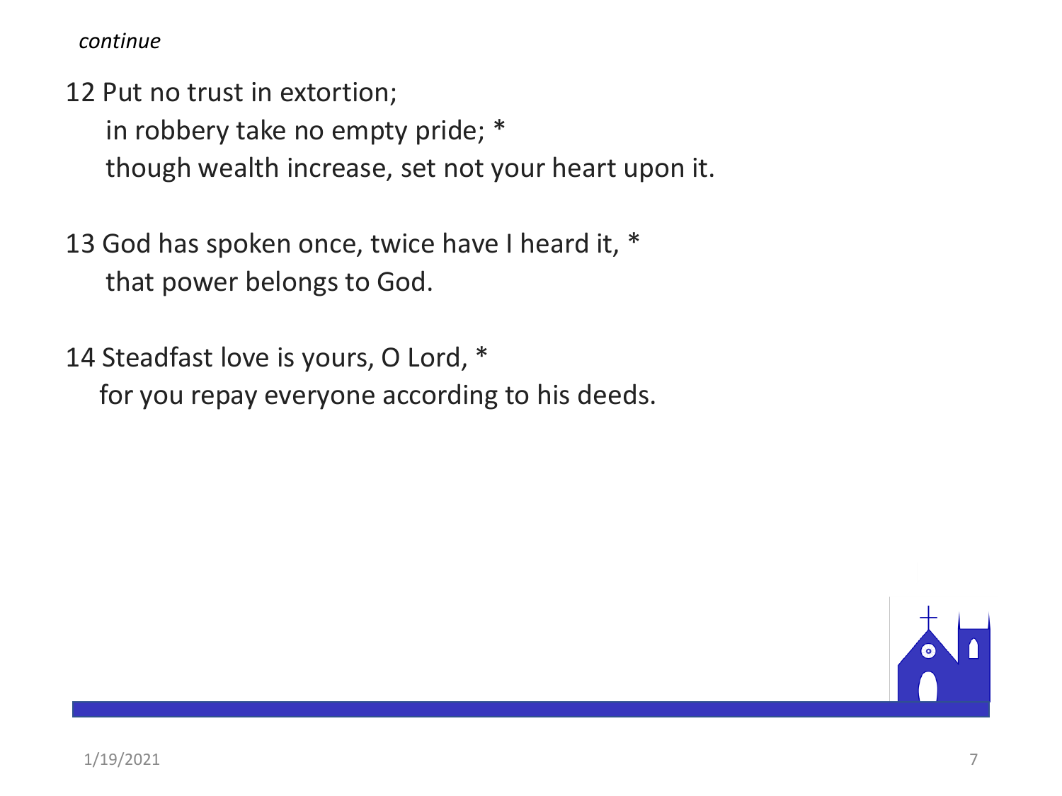*continue*

12 Put no trust in extortion;
in robbery take no empty pride; *
though wealth increase, set not your heart upon it.

13 God has spoken once, twice have I heard it, *
that power belongs to God.

14 Steadfast love is yours, O Lord, *
for you repay everyone according to his deeds.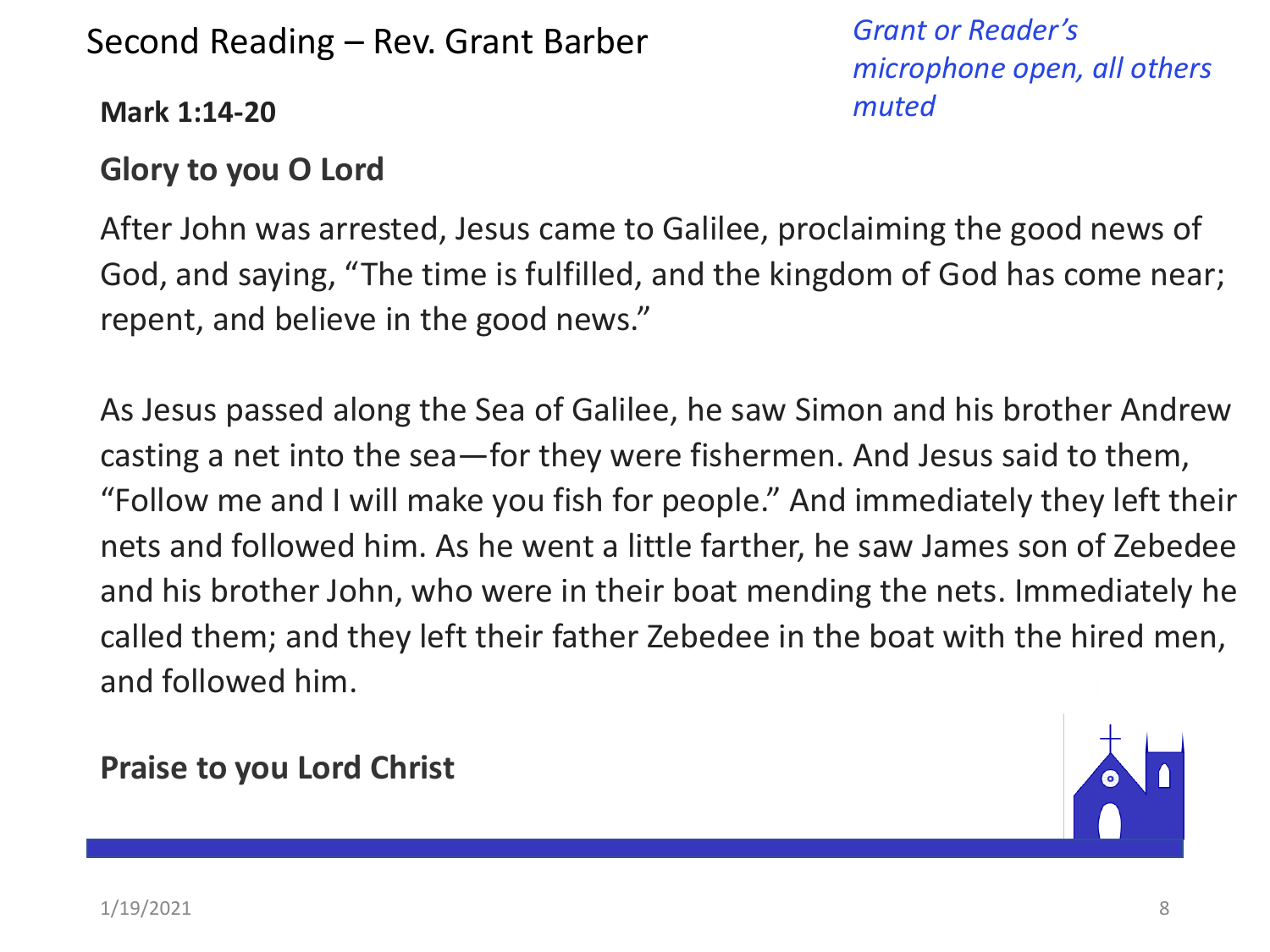## Second Reading – Rev. Grant Barber

*Grant or Reader's microphone open, all others muted*

**Mark 1:14-20**

**Glory to you O Lord**

After John was arrested, Jesus came to Galilee, proclaiming the good news of God, and saying, "The time is fulfilled, and the kingdom of God has come near; repent, and believe in the good news."

As Jesus passed along the Sea of Galilee, he saw Simon and his brother Andrew casting a net into the sea—for they were fishermen. And Jesus said to them, "Follow me and I will make you fish for people." And immediately they left their nets and followed him. As he went a little farther, he saw James son of Zebedee and his brother John, who were in their boat mending the nets. Immediately he called them; and they left their father Zebedee in the boat with the hired men, and followed him.

**Praise to you Lord Christ**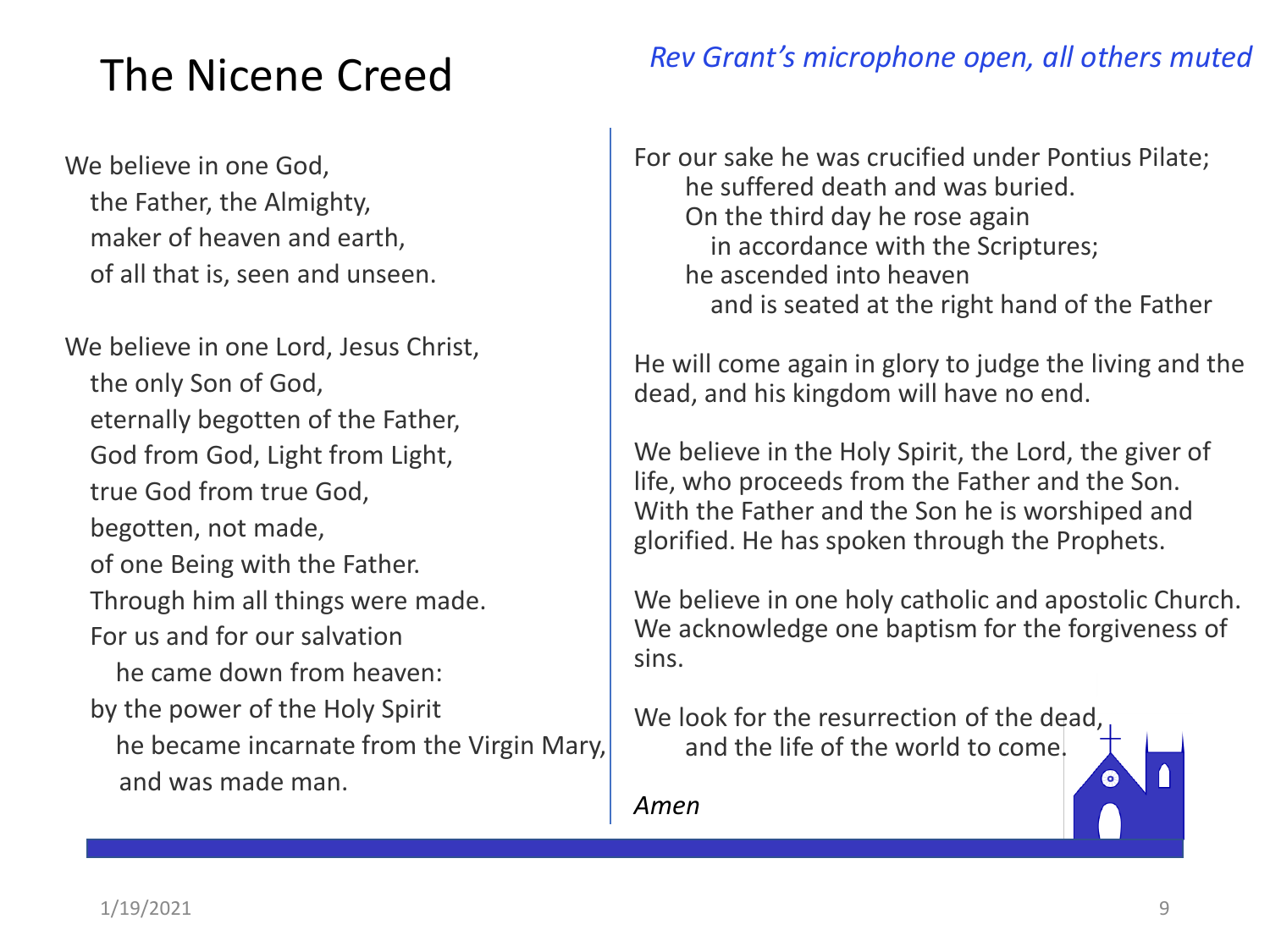# The Nicene Creed

*Rev Grant's microphone open, all others muted*

We believe in one God,
the Father, the Almighty,
maker of heaven and earth,
of all that is, seen and unseen.

We believe in one Lord, Jesus Christ,
the only Son of God,
eternally begotten of the Father,
God from God, Light from Light,
true God from true God,
begotten, not made,
of one Being with the Father.
Through him all things were made.
For us and for our salvation
he came down from heaven:
by the power of the Holy Spirit
he became incarnate from the Virgin Mary,
and was made man.

For our sake he was crucified under Pontius Pilate;
he suffered death and was buried.
On the third day he rose again
in accordance with the Scriptures;
he ascended into heaven
and is seated at the right hand of the Father

He will come again in glory to judge the living and the dead, and his kingdom will have no end.

We believe in the Holy Spirit, the Lord, the giver of life, who proceeds from the Father and the Son. With the Father and the Son he is worshiped and glorified. He has spoken through the Prophets.

We believe in one holy catholic and apostolic Church. We acknowledge one baptism for the forgiveness of sins.

We look for the resurrection of the dead,
and the life of the world to come.

*Amen*

1/19/2021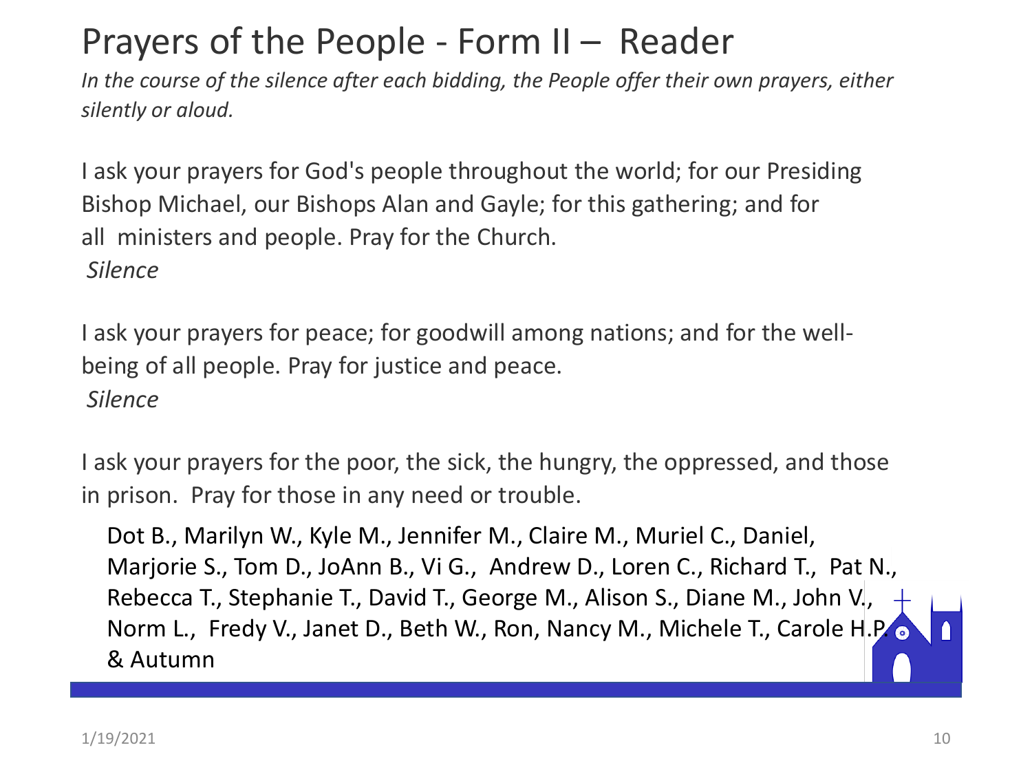# Prayers of the People - Form II – Reader

*In the course of the silence after each bidding, the People offer their own prayers, either silently or aloud.*

I ask your prayers for God's people throughout the world; for our Presiding Bishop Michael, our Bishops Alan and Gayle; for this gathering; and for all ministers and people. Pray for the Church.

*Silence*

I ask your prayers for peace; for goodwill among nations; and for the well-being of all people. Pray for justice and peace.

*Silence*

I ask your prayers for the poor, the sick, the hungry, the oppressed, and those in prison. Pray for those in any need or trouble.

Dot B., Marilyn W., Kyle M., Jennifer M., Claire M., Muriel C., Daniel, Marjorie S., Tom D., JoAnn B., Vi G., Andrew D., Loren C., Richard T., Pat N., Rebecca T., Stephanie T., David T., George M., Alison S., Diane M., John V., Norm L., Fredy V., Janet D., Beth W., Ron, Nancy M., Michele T., Carole H.P. & Autumn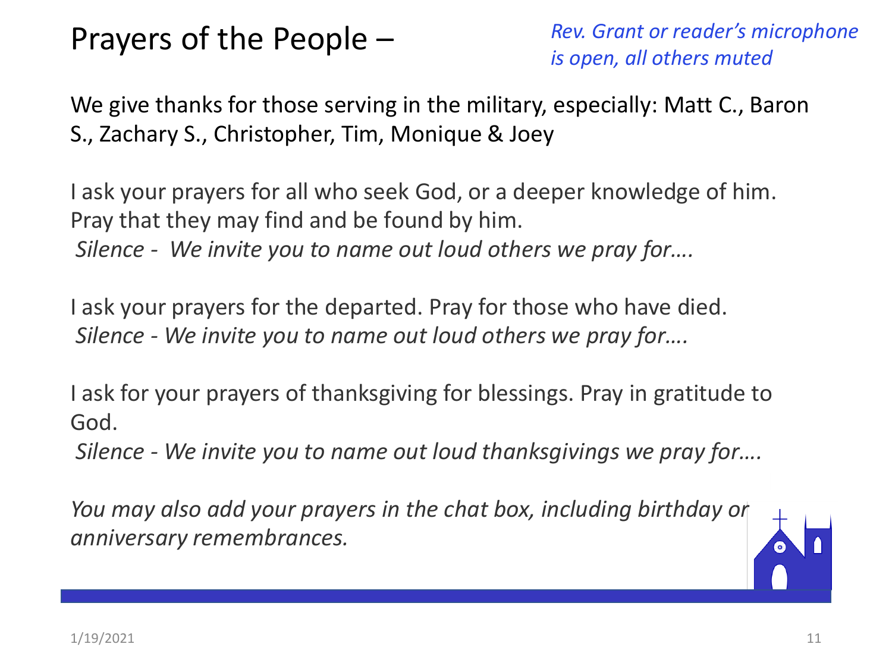# Prayers of the People –

*Rev. Grant or reader's microphone is open, all others muted*

We give thanks for those serving in the military, especially: Matt C., Baron S., Zachary S., Christopher, Tim, Monique & Joey

I ask your prayers for all who seek God, or a deeper knowledge of him. Pray that they may find and be found by him.
*Silence - We invite you to name out loud others we pray for….*

I ask your prayers for the departed. Pray for those who have died.
*Silence - We invite you to name out loud others we pray for….*

I ask for your prayers of thanksgiving for blessings. Pray in gratitude to God.
*Silence - We invite you to name out loud thanksgivings we pray for….*

*You may also add your prayers in the chat box, including birthday or anniversary remembrances.*

1/19/2021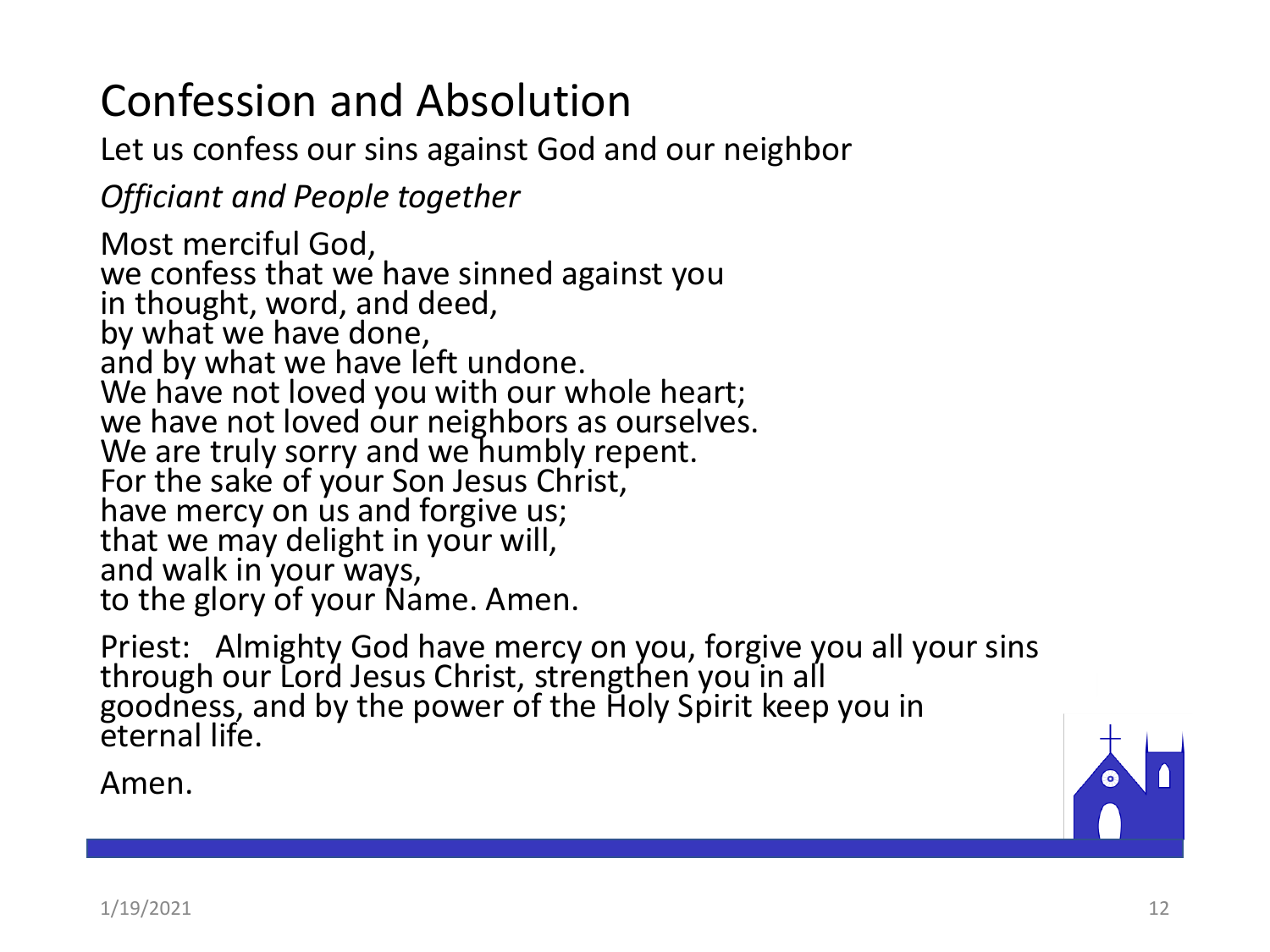# Confession and Absolution

Let us confess our sins against God and our neighbor

*Officiant and People together*

Most merciful God,
we confess that we have sinned against you
in thought, word, and deed,
by what we have done,
and by what we have left undone.
We have not loved you with our whole heart;
we have not loved our neighbors as ourselves.
We are truly sorry and we humbly repent.
For the sake of your Son Jesus Christ,
have mercy on us and forgive us;
that we may delight in your will,
and walk in your ways,
to the glory of your Name. Amen.

Priest: Almighty God have mercy on you, forgive you all your sins through our Lord Jesus Christ, strengthen you in all goodness, and by the power of the Holy Spirit keep you in eternal life.

Amen.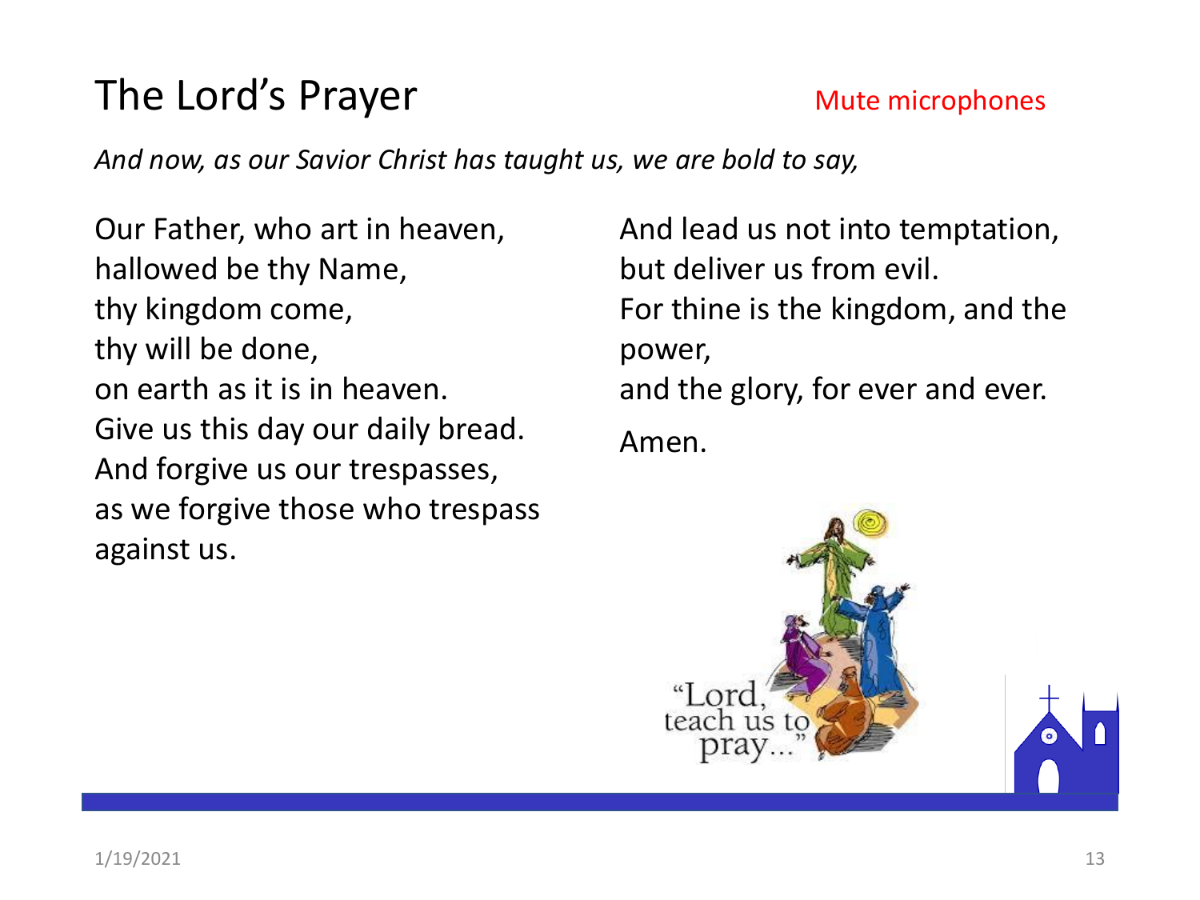# The Lord's Prayer

Mute microphones

*And now, as our Savior Christ has taught us, we are bold to say,*

Our Father, who art in heaven,
hallowed be thy Name,
thy kingdom come,
thy will be done,
on earth as it is in heaven.
Give us this day our daily bread.
And forgive us our trespasses,
as we forgive those who trespass against us.
And lead us not into temptation,
but deliver us from evil.
For thine is the kingdom, and the power,
and the glory, for ever and ever.

Amen.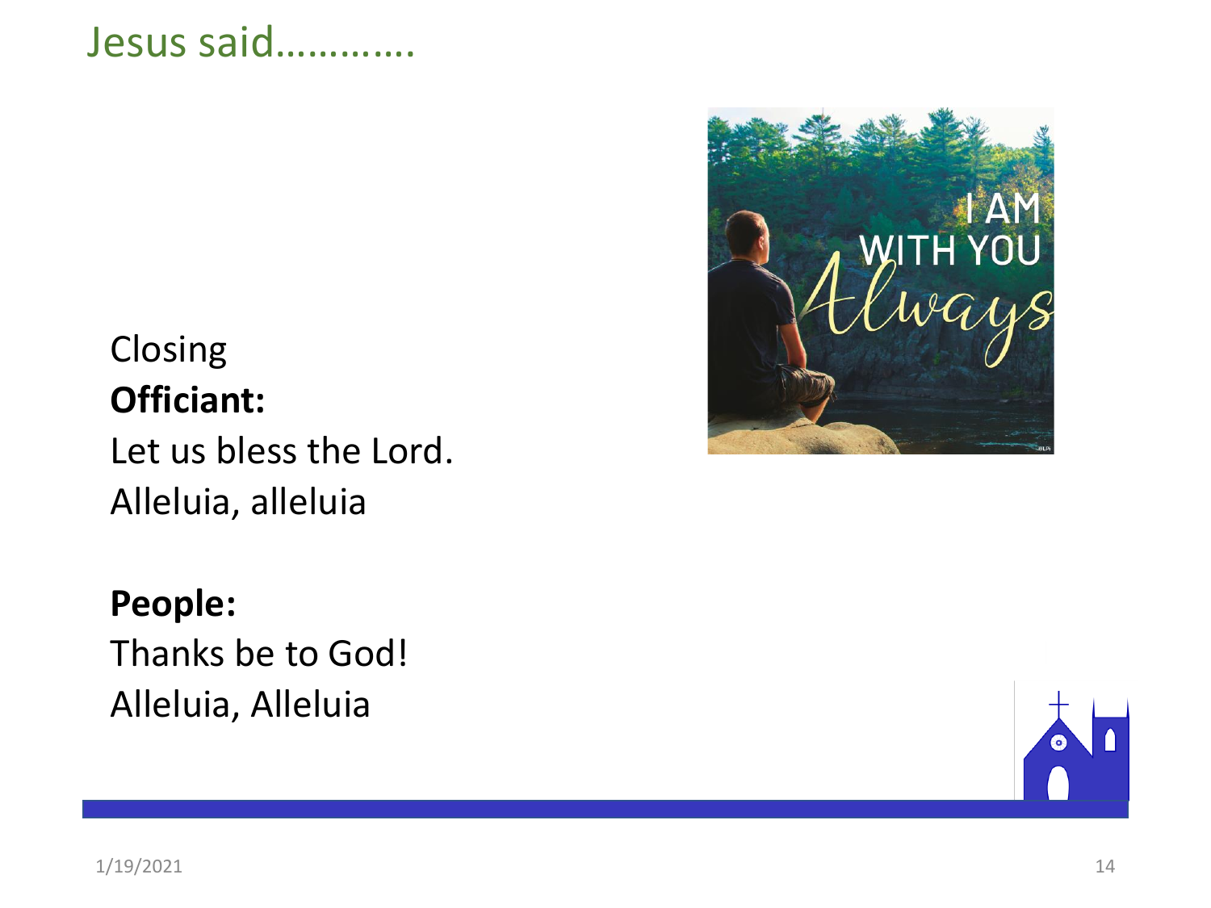# Jesus said…………

Closing
**Officiant:**
Let us bless the Lord.
Alleluia, alleluia

**People:**
Thanks be to God!
Alleluia, Alleluia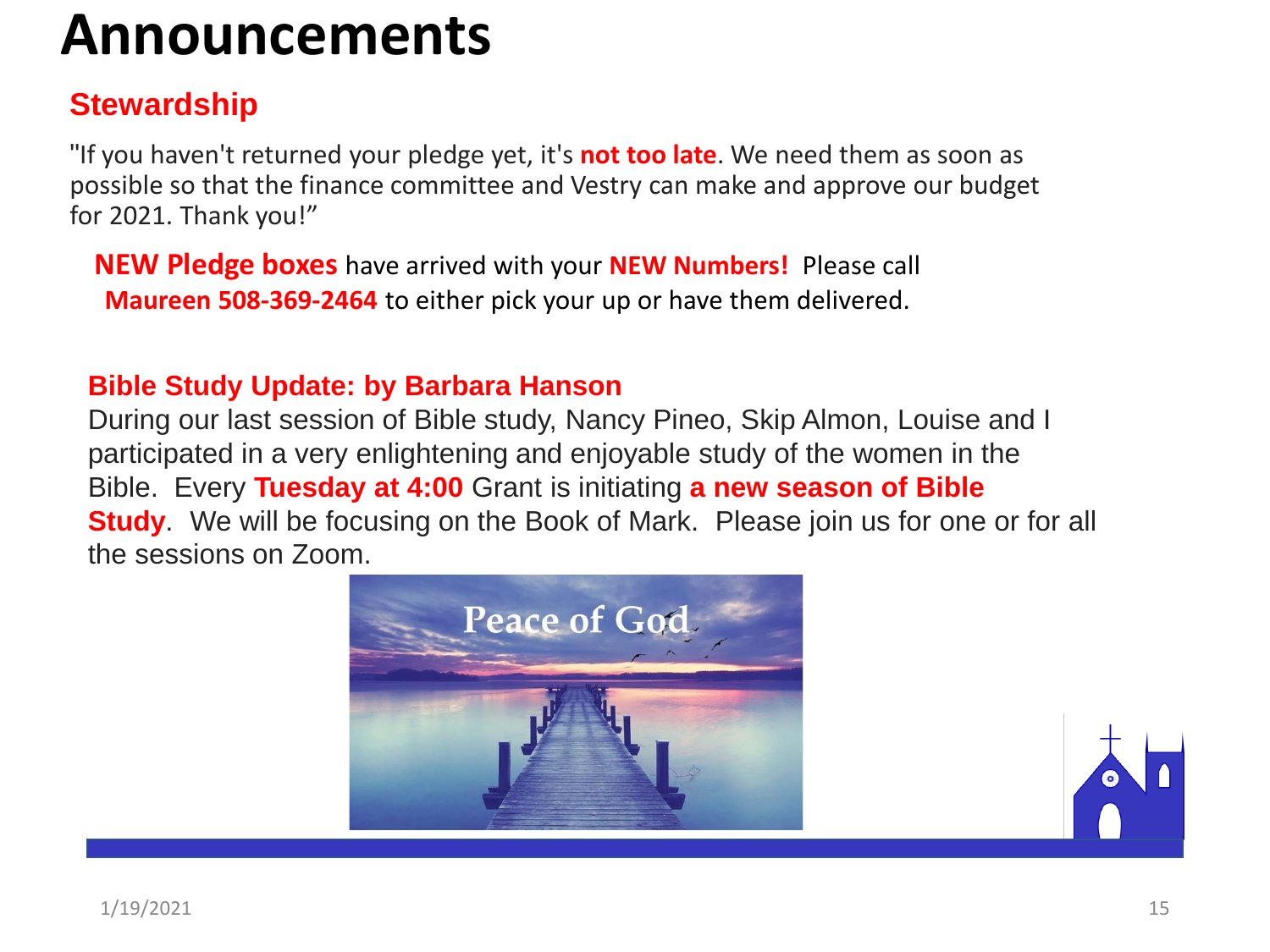# Announcements

## Stewardship

"If you haven't returned your pledge yet, it's **not too late**. We need them as soon as possible so that the finance committee and Vestry can make and approve our budget for 2021. Thank you!"

**NEW Pledge boxes** have arrived with your **NEW Numbers!** Please call **Maureen 508-369-2464** to either pick your up or have them delivered.

## Bible Study Update: by Barbara Hanson

During our last session of Bible study, Nancy Pineo, Skip Almon, Louise and I participated in a very enlightening and enjoyable study of the women in the Bible. Every **Tuesday at 4:00** Grant is initiating **a new season of Bible Study**. We will be focusing on the Book of Mark. Please join us for one or for all the sessions on Zoom.

Peace of God